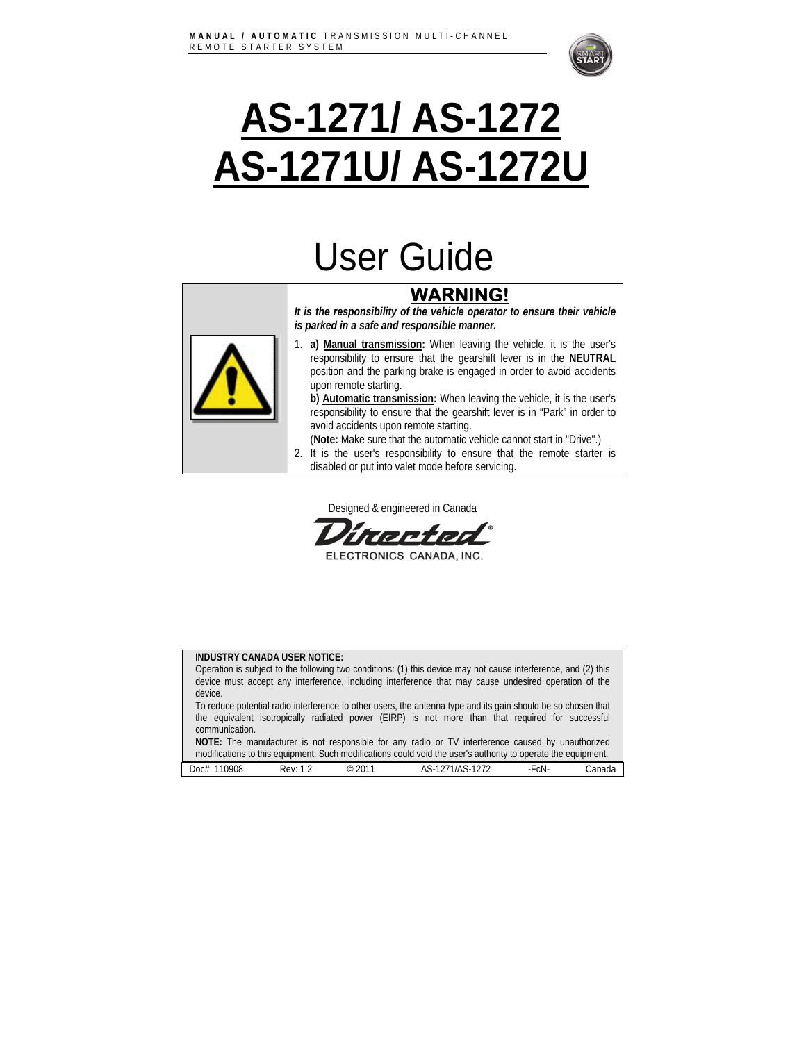**MANUAL / AUTOMATIC** TRANSMISSION MULTI-CHANNEL REMOTE STARTER SYSTEM

# AS-1271/ AS-1272
# AS-1271U/ AS-1272U

# User Guide

## WARNING!

***It is the responsibility of the vehicle operator to ensure their vehicle is parked in a safe and responsible manner.***

1. **a) Manual transmission:** When leaving the vehicle, it is the user's responsibility to ensure that the gearshift lever is in the **NEUTRAL** position and the parking brake is engaged in order to avoid accidents upon remote starting.
   **b) Automatic transmission:** When leaving the vehicle, it is the user's responsibility to ensure that the gearshift lever is in "Park" in order to avoid accidents upon remote starting.
   (**Note:** Make sure that the automatic vehicle cannot start in "Drive".)
2. It is the user's responsibility to ensure that the remote starter is disabled or put into valet mode before servicing.

Designed & engineered in Canada

Directed® ELECTRONICS CANADA, INC.

**INDUSTRY CANADA USER NOTICE:**
Operation is subject to the following two conditions: (1) this device may not cause interference, and (2) this device must accept any interference, including interference that may cause undesired operation of the device.
To reduce potential radio interference to other users, the antenna type and its gain should be so chosen that the equivalent isotropically radiated power (EIRP) is not more than that required for successful communication.
**NOTE:** The manufacturer is not responsible for any radio or TV interference caused by unauthorized modifications to this equipment. Such modifications could void the user's authority to operate the equipment.

| Doc#: 110908 | Rev: 1.2 | © 2011 | AS-1271/AS-1272 | -FcN- | Canada |
|---|---|---|---|---|---|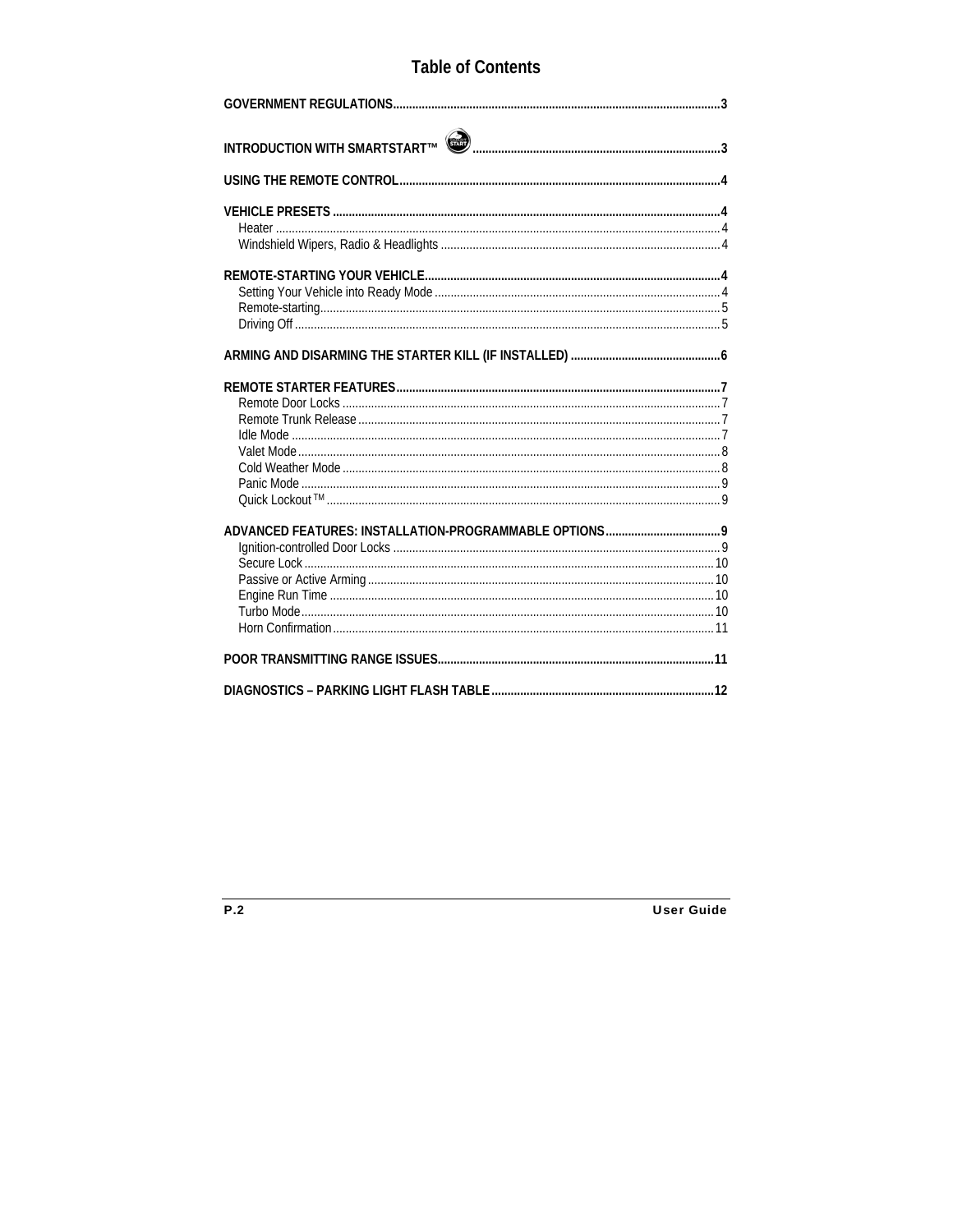# Table of Contents

**GOVERNMENT REGULATIONS** ..... **3**

**INTRODUCTION WITH SMARTSTART™** ..... **3**

**USING THE REMOTE CONTROL** ..... **4**

**VEHICLE PRESETS** ..... **4**
- Heater ..... 4
- Windshield Wipers, Radio & Headlights ..... 4

**REMOTE-STARTING YOUR VEHICLE** ..... **4**
- Setting Your Vehicle into Ready Mode ..... 4
- Remote-starting ..... 5
- Driving Off ..... 5

**ARMING AND DISARMING THE STARTER KILL (IF INSTALLED)** ..... **6**

**REMOTE STARTER FEATURES** ..... **7**
- Remote Door Locks ..... 7
- Remote Trunk Release ..... 7
- Idle Mode ..... 7
- Valet Mode ..... 8
- Cold Weather Mode ..... 8
- Panic Mode ..... 9
- Quick Lockout TM ..... 9

**ADVANCED FEATURES: INSTALLATION-PROGRAMMABLE OPTIONS** ..... **9**
- Ignition-controlled Door Locks ..... 9
- Secure Lock ..... 10
- Passive or Active Arming ..... 10
- Engine Run Time ..... 10
- Turbo Mode ..... 10
- Horn Confirmation ..... 11

**POOR TRANSMITTING RANGE ISSUES** ..... **11**

**DIAGNOSTICS – PARKING LIGHT FLASH TABLE** ..... **12**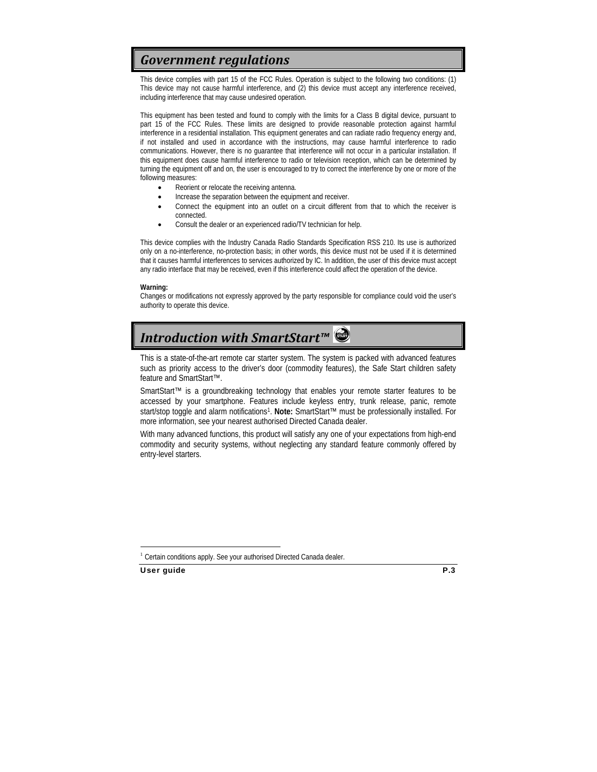## *Government regulations*

This device complies with part 15 of the FCC Rules. Operation is subject to the following two conditions: (1) This device may not cause harmful interference, and (2) this device must accept any interference received, including interference that may cause undesired operation.

This equipment has been tested and found to comply with the limits for a Class B digital device, pursuant to part 15 of the FCC Rules. These limits are designed to provide reasonable protection against harmful interference in a residential installation. This equipment generates and can radiate radio frequency energy and, if not installed and used in accordance with the instructions, may cause harmful interference to radio communications. However, there is no guarantee that interference will not occur in a particular installation. If this equipment does cause harmful interference to radio or television reception, which can be determined by turning the equipment off and on, the user is encouraged to try to correct the interference by one or more of the following measures:

- Reorient or relocate the receiving antenna.
- Increase the separation between the equipment and receiver.
- Connect the equipment into an outlet on a circuit different from that to which the receiver is connected.
- Consult the dealer or an experienced radio/TV technician for help.

This device complies with the Industry Canada Radio Standards Specification RSS 210. Its use is authorized only on a no-interference, no-protection basis; in other words, this device must not be used if it is determined that it causes harmful interferences to services authorized by IC. In addition, the user of this device must accept any radio interface that may be received, even if this interference could affect the operation of the device.

**Warning:**
Changes or modifications not expressly approved by the party responsible for compliance could void the user's authority to operate this device.

## *Introduction with SmartStart™*

This is a state-of-the-art remote car starter system. The system is packed with advanced features such as priority access to the driver's door (commodity features), the Safe Start children safety feature and SmartStart™.

SmartStart™ is a groundbreaking technology that enables your remote starter features to be accessed by your smartphone. Features include keyless entry, trunk release, panic, remote start/stop toggle and alarm notifications[1]. **Note:** SmartStart™ must be professionally installed. For more information, see your nearest authorised Directed Canada dealer.

With many advanced functions, this product will satisfy any one of your expectations from high-end commodity and security systems, without neglecting any standard feature commonly offered by entry-level starters.

---

[1] Certain conditions apply. See your authorised Directed Canada dealer.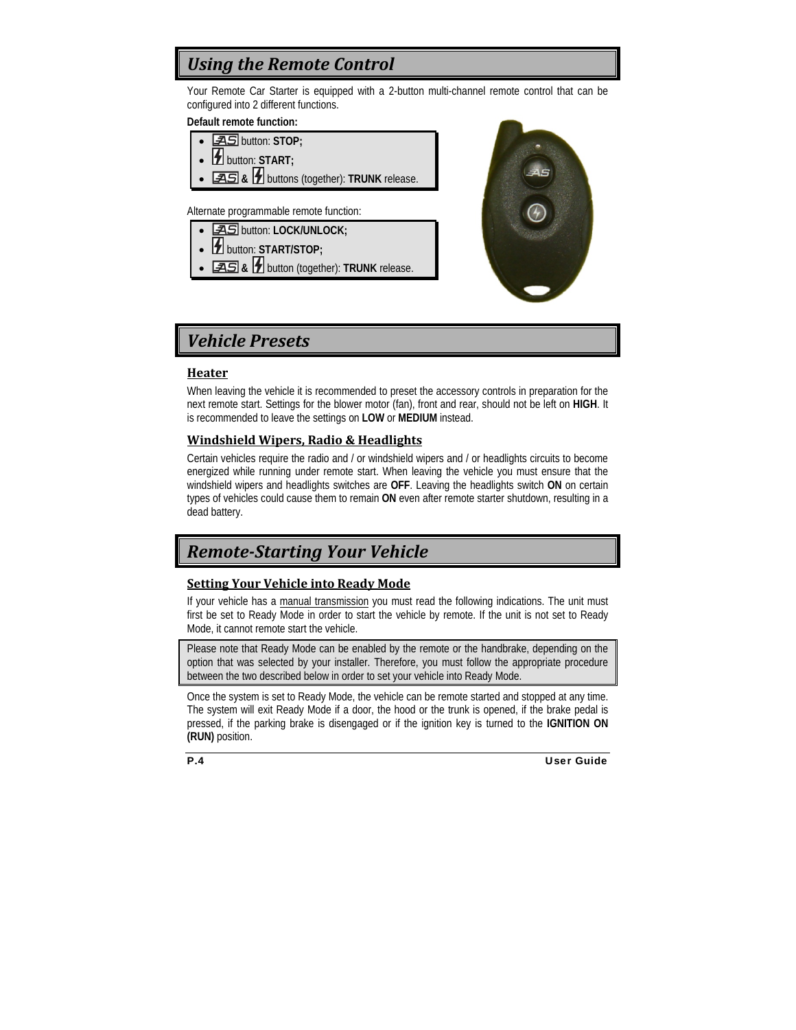## *Using the Remote Control*

Your Remote Car Starter is equipped with a 2-button multi-channel remote control that can be configured into 2 different functions.

**Default remote function:**

- AS button: **STOP;**
- ⚡ button: **START;**
- AS **&** ⚡ buttons (together): **TRUNK** release.

Alternate programmable remote function:

- AS button: **LOCK/UNLOCK;**
- ⚡ button: **START/STOP;**
- AS **&** ⚡ button (together): **TRUNK** release.

## *Vehicle Presets*

### Heater

When leaving the vehicle it is recommended to preset the accessory controls in preparation for the next remote start. Settings for the blower motor (fan), front and rear, should not be left on **HIGH**. It is recommended to leave the settings on **LOW** or **MEDIUM** instead.

### Windshield Wipers, Radio & Headlights

Certain vehicles require the radio and / or windshield wipers and / or headlights circuits to become energized while running under remote start. When leaving the vehicle you must ensure that the windshield wipers and headlights switches are **OFF**. Leaving the headlights switch **ON** on certain types of vehicles could cause them to remain **ON** even after remote starter shutdown, resulting in a dead battery.

## *Remote-Starting Your Vehicle*

### Setting Your Vehicle into Ready Mode

If your vehicle has a manual transmission you must read the following indications. The unit must first be set to Ready Mode in order to start the vehicle by remote. If the unit is not set to Ready Mode, it cannot remote start the vehicle.

Please note that Ready Mode can be enabled by the remote or the handbrake, depending on the option that was selected by your installer. Therefore, you must follow the appropriate procedure between the two described below in order to set your vehicle into Ready Mode.

Once the system is set to Ready Mode, the vehicle can be remote started and stopped at any time. The system will exit Ready Mode if a door, the hood or the trunk is opened, if the brake pedal is pressed, if the parking brake is disengaged or if the ignition key is turned to the **IGNITION ON (RUN)** position.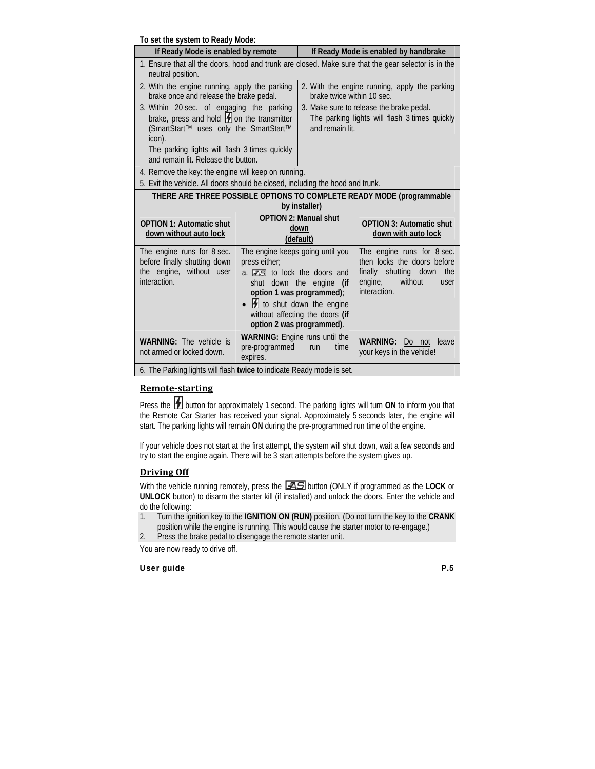**To set the system to Ready Mode:**

| If Ready Mode is enabled by remote | If Ready Mode is enabled by handbrake |
|---|---|
| 1. Ensure that all the doors, hood and trunk are closed. Make sure that the gear selector is in the neutral position. | |
| 2. With the engine running, apply the parking brake once and release the brake pedal.<br>3. Within 20 sec. of engaging the parking brake, press and hold [start icon] on the transmitter (SmartStart™ uses only the SmartStart™ icon).<br>The parking lights will flash 3 times quickly and remain lit. Release the button. | 2. With the engine running, apply the parking brake twice within 10 sec.<br>3. Make sure to release the brake pedal.<br>The parking lights will flash 3 times quickly and remain lit. |
| 4. Remove the key: the engine will keep on running.<br>5. Exit the vehicle. All doors should be closed, including the hood and trunk. | |

**THERE ARE THREE POSSIBLE OPTIONS TO COMPLETE READY MODE (programmable by installer)**

| OPTION 1: Automatic shut down without auto lock | OPTION 2: Manual shut down (default) | OPTION 3: Automatic shut down with auto lock |
|---|---|---|
| The engine runs for 8 sec. before finally shutting down the engine, without user interaction. | The engine keeps going until you press either;<br>a. [lock icon] to lock the doors and shut down the engine **(if option 1 was programmed)**;<br>• [start icon] to shut down the engine without affecting the doors **(if option 2 was programmed)**. | The engine runs for 8 sec. then locks the doors before finally shutting down the engine, without user interaction. |
| **WARNING:** The vehicle is not armed or locked down. | **WARNING:** Engine runs until the pre-programmed run time expires. | **WARNING:** Do not leave your keys in the vehicle! |

6. The Parking lights will flash **twice** to indicate Ready mode is set.

## Remote-starting

Press the [start icon] button for approximately 1 second. The parking lights will turn **ON** to inform you that the Remote Car Starter has received your signal. Approximately 5 seconds later, the engine will start. The parking lights will remain **ON** during the pre-programmed run time of the engine.

If your vehicle does not start at the first attempt, the system will shut down, wait a few seconds and try to start the engine again. There will be 3 start attempts before the system gives up.

## Driving Off

With the vehicle running remotely, press the [lock icon] button (ONLY if programmed as the **LOCK** or **UNLOCK** button) to disarm the starter kill (if installed) and unlock the doors. Enter the vehicle and do the following:

1. Turn the ignition key to the **IGNITION ON (RUN)** position. (Do not turn the key to the **CRANK** position while the engine is running. This would cause the starter motor to re-engage.)
2. Press the brake pedal to disengage the remote starter unit.

You are now ready to drive off.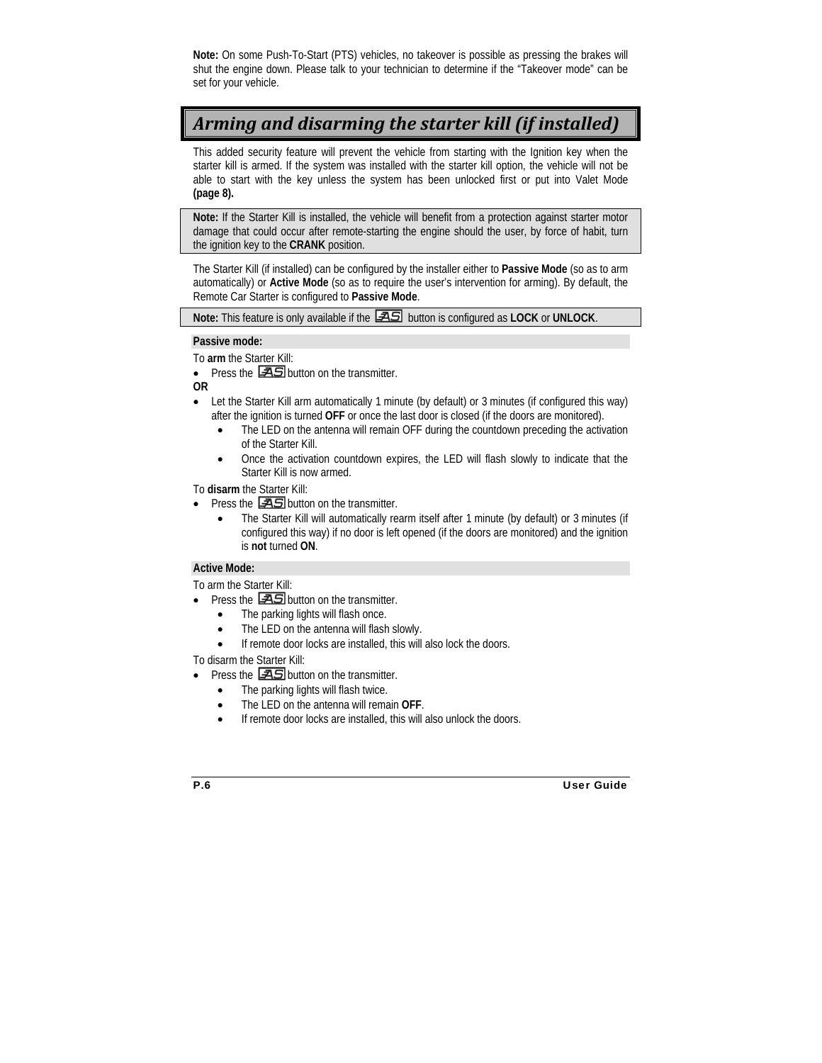**Note:** On some Push-To-Start (PTS) vehicles, no takeover is possible as pressing the brakes will shut the engine down. Please talk to your technician to determine if the "Takeover mode" can be set for your vehicle.

## *Arming and disarming the starter kill (if installed)*

This added security feature will prevent the vehicle from starting with the Ignition key when the starter kill is armed. If the system was installed with the starter kill option, the vehicle will not be able to start with the key unless the system has been unlocked first or put into Valet Mode **(page 8).**

**Note:** If the Starter Kill is installed, the vehicle will benefit from a protection against starter motor damage that could occur after remote-starting the engine should the user, by force of habit, turn the ignition key to the **CRANK** position.

The Starter Kill (if installed) can be configured by the installer either to **Passive Mode** (so as to arm automatically) or **Active Mode** (so as to require the user's intervention for arming). By default, the Remote Car Starter is configured to **Passive Mode**.

**Note:** This feature is only available if the AS button is configured as **LOCK** or **UNLOCK**.

### Passive mode:

To **arm** the Starter Kill:

- Press the AS button on the transmitter.

**OR**

- Let the Starter Kill arm automatically 1 minute (by default) or 3 minutes (if configured this way) after the ignition is turned **OFF** or once the last door is closed (if the doors are monitored).
  - The LED on the antenna will remain OFF during the countdown preceding the activation of the Starter Kill.
  - Once the activation countdown expires, the LED will flash slowly to indicate that the Starter Kill is now armed.

To **disarm** the Starter Kill:

- Press the AS button on the transmitter.
  - The Starter Kill will automatically rearm itself after 1 minute (by default) or 3 minutes (if configured this way) if no door is left opened (if the doors are monitored) and the ignition is **not** turned **ON**.

### Active Mode:

To arm the Starter Kill:

- Press the AS button on the transmitter.
  - The parking lights will flash once.
  - The LED on the antenna will flash slowly.
  - If remote door locks are installed, this will also lock the doors.

To disarm the Starter Kill:

- Press the AS button on the transmitter.
  - The parking lights will flash twice.
  - The LED on the antenna will remain **OFF**.
  - If remote door locks are installed, this will also unlock the doors.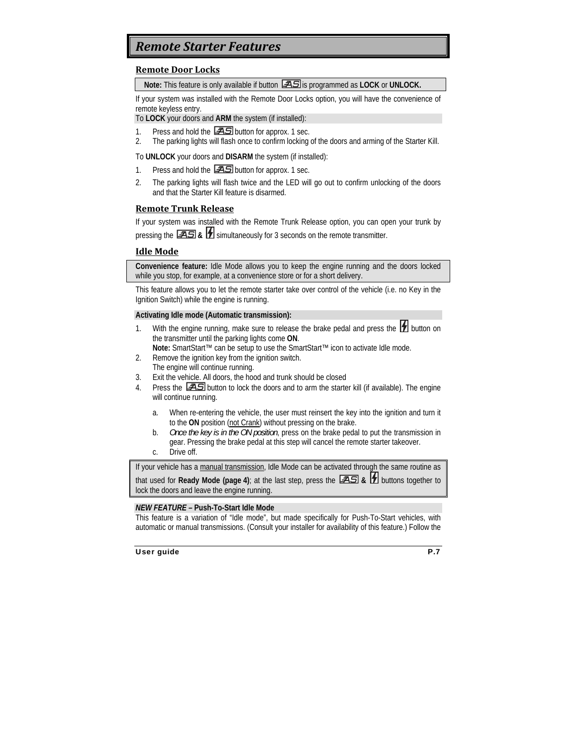# Remote Starter Features

## Remote Door Locks

**Note:** This feature is only available if button [AS] is programmed as **LOCK** or **UNLOCK.**

If your system was installed with the Remote Door Locks option, you will have the convenience of remote keyless entry.

To **LOCK** your doors and **ARM** the system (if installed):

1. Press and hold the [AS] button for approx. 1 sec.
2. The parking lights will flash once to confirm locking of the doors and arming of the Starter Kill.

To **UNLOCK** your doors and **DISARM** the system (if installed):

1. Press and hold the [AS] button for approx. 1 sec.
2. The parking lights will flash twice and the LED will go out to confirm unlocking of the doors and that the Starter Kill feature is disarmed.

## Remote Trunk Release

If your system was installed with the Remote Trunk Release option, you can open your trunk by pressing the [AS] **&** [⚡] simultaneously for 3 seconds on the remote transmitter.

## Idle Mode

**Convenience feature:** Idle Mode allows you to keep the engine running and the doors locked while you stop, for example, at a convenience store or for a short delivery.

This feature allows you to let the remote starter take over control of the vehicle (i.e. no Key in the Ignition Switch) while the engine is running.

**Activating Idle mode (Automatic transmission):**

1. With the engine running, make sure to release the brake pedal and press the [⚡] button on the transmitter until the parking lights come **ON**.
   **Note:** SmartStart™ can be setup to use the SmartStart™ icon to activate Idle mode.
2. Remove the ignition key from the ignition switch.
   The engine will continue running.
3. Exit the vehicle. All doors, the hood and trunk should be closed
4. Press the [AS] button to lock the doors and to arm the starter kill (if available). The engine will continue running.
   a. When re-entering the vehicle, the user must reinsert the key into the ignition and turn it to the **ON** position (<u>not Crank</u>) without pressing on the brake.
   b. *Once the key is in the ON position*, press on the brake pedal to put the transmission in gear. Pressing the brake pedal at this step will cancel the remote starter takeover.
   c. Drive off.

If your vehicle has a <u>manual transmission</u>, Idle Mode can be activated through the same routine as that used for **Ready Mode (page 4)**; at the last step, press the [AS] **&** [⚡] buttons together to lock the doors and leave the engine running.

***NEW FEATURE* – Push-To-Start Idle Mode**

This feature is a variation of "Idle mode", but made specifically for Push-To-Start vehicles, with automatic or manual transmissions. (Consult your installer for availability of this feature.) Follow the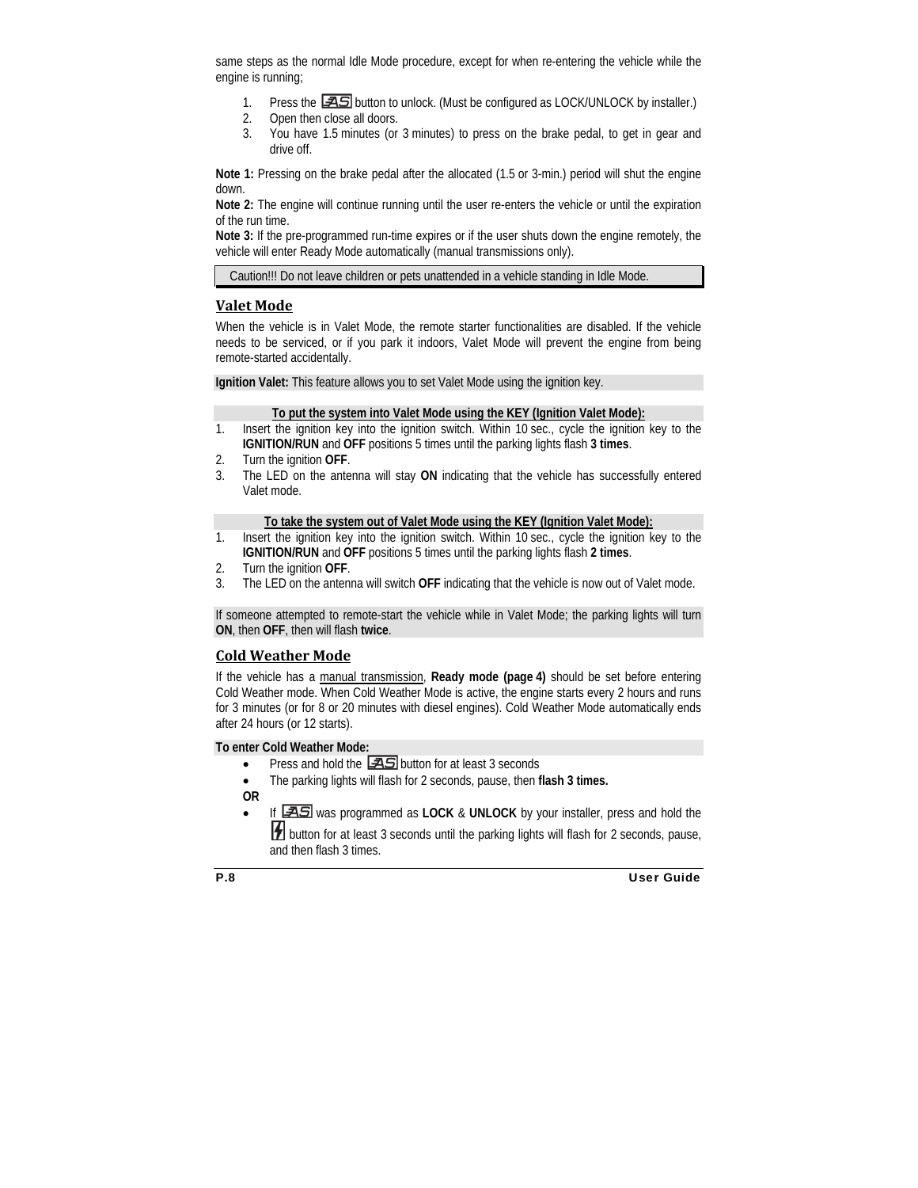same steps as the normal Idle Mode procedure, except for when re-entering the vehicle while the engine is running;

1. Press the AS button to unlock. (Must be configured as LOCK/UNLOCK by installer.)
2. Open then close all doors.
3. You have 1.5 minutes (or 3 minutes) to press on the brake pedal, to get in gear and drive off.

**Note 1:** Pressing on the brake pedal after the allocated (1.5 or 3-min.) period will shut the engine down.
**Note 2:** The engine will continue running until the user re-enters the vehicle or until the expiration of the run time.
**Note 3:** If the pre-programmed run-time expires or if the user shuts down the engine remotely, the vehicle will enter Ready Mode automatically (manual transmissions only).

Caution!!! Do not leave children or pets unattended in a vehicle standing in Idle Mode.

## Valet Mode

When the vehicle is in Valet Mode, the remote starter functionalities are disabled. If the vehicle needs to be serviced, or if you park it indoors, Valet Mode will prevent the engine from being remote-started accidentally.

**Ignition Valet:** This feature allows you to set Valet Mode using the ignition key.

**To put the system into Valet Mode using the KEY (Ignition Valet Mode):**

1. Insert the ignition key into the ignition switch. Within 10 sec., cycle the ignition key to the **IGNITION/RUN** and **OFF** positions 5 times until the parking lights flash **3 times**.
2. Turn the ignition **OFF**.
3. The LED on the antenna will stay **ON** indicating that the vehicle has successfully entered Valet mode.

**To take the system out of Valet Mode using the KEY (Ignition Valet Mode):**

1. Insert the ignition key into the ignition switch. Within 10 sec., cycle the ignition key to the **IGNITION/RUN** and **OFF** positions 5 times until the parking lights flash **2 times**.
2. Turn the ignition **OFF**.
3. The LED on the antenna will switch **OFF** indicating that the vehicle is now out of Valet mode.

If someone attempted to remote-start the vehicle while in Valet Mode; the parking lights will turn **ON**, then **OFF**, then will flash **twice**.

## Cold Weather Mode

If the vehicle has a manual transmission, **Ready mode (page 4)** should be set before entering Cold Weather mode. When Cold Weather Mode is active, the engine starts every 2 hours and runs for 3 minutes (or for 8 or 20 minutes with diesel engines). Cold Weather Mode automatically ends after 24 hours (or 12 starts).

**To enter Cold Weather Mode:**

- Press and hold the AS button for at least 3 seconds
- The parking lights will flash for 2 seconds, pause, then **flash 3 times.**

**OR**

- If AS was programmed as **LOCK** & **UNLOCK** by your installer, press and hold the button for at least 3 seconds until the parking lights will flash for 2 seconds, pause, and then flash 3 times.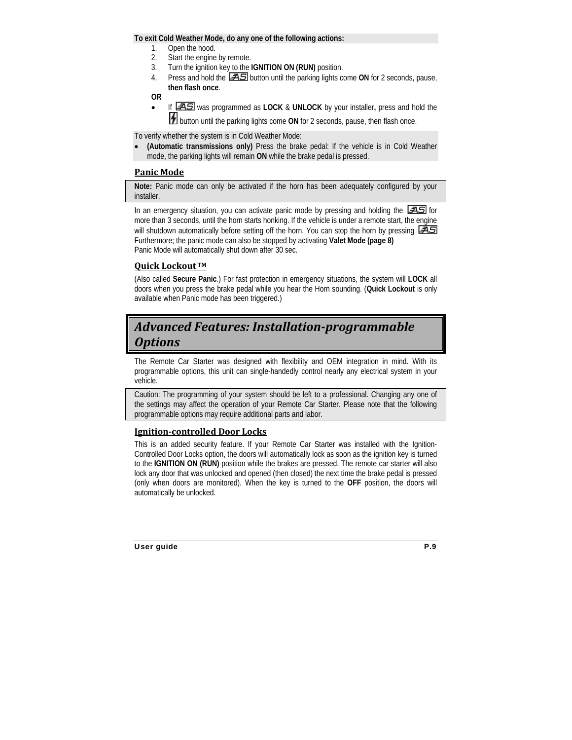**To exit Cold Weather Mode, do any one of the following actions:**

1. Open the hood.
2. Start the engine by remote.
3. Turn the ignition key to the **IGNITION ON (RUN)** position.
4. Press and hold the button until the parking lights come **ON** for 2 seconds, pause, **then flash once**.

**OR**

- If was programmed as **LOCK** & **UNLOCK** by your installer**,** press and hold the button until the parking lights come **ON** for 2 seconds, pause, then flash once.

To verify whether the system is in Cold Weather Mode:

- **(Automatic transmissions only)** Press the brake pedal: If the vehicle is in Cold Weather mode, the parking lights will remain **ON** while the brake pedal is pressed.

## Panic Mode

**Note:** Panic mode can only be activated if the horn has been adequately configured by your installer.

In an emergency situation, you can activate panic mode by pressing and holding the for more than 3 seconds, until the horn starts honking. If the vehicle is under a remote start, the engine will shutdown automatically before setting off the horn. You can stop the horn by pressing Furthermore; the panic mode can also be stopped by activating **Valet Mode (page 8)**
Panic Mode will automatically shut down after 30 sec.

## Quick Lockout™

(Also called **Secure Panic**.) For fast protection in emergency situations, the system will **LOCK** all doors when you press the brake pedal while you hear the Horn sounding. (**Quick Lockout** is only available when Panic mode has been triggered.)

# *Advanced Features: Installation-programmable Options*

The Remote Car Starter was designed with flexibility and OEM integration in mind. With its programmable options, this unit can single-handedly control nearly any electrical system in your vehicle.

Caution: The programming of your system should be left to a professional. Changing any one of the settings may affect the operation of your Remote Car Starter. Please note that the following programmable options may require additional parts and labor.

## Ignition-controlled Door Locks

This is an added security feature. If your Remote Car Starter was installed with the Ignition-Controlled Door Locks option, the doors will automatically lock as soon as the ignition key is turned to the **IGNITION ON (RUN)** position while the brakes are pressed. The remote car starter will also lock any door that was unlocked and opened (then closed) the next time the brake pedal is pressed (only when doors are monitored). When the key is turned to the **OFF** position, the doors will automatically be unlocked.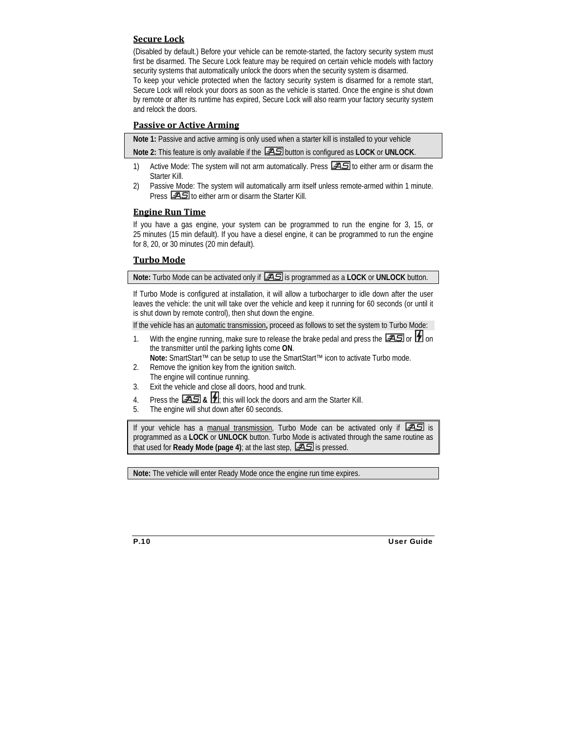## Secure Lock

(Disabled by default.) Before your vehicle can be remote-started, the factory security system must first be disarmed. The Secure Lock feature may be required on certain vehicle models with factory security systems that automatically unlock the doors when the security system is disarmed.
To keep your vehicle protected when the factory security system is disarmed for a remote start, Secure Lock will relock your doors as soon as the vehicle is started. Once the engine is shut down by remote or after its runtime has expired, Secure Lock will also rearm your factory security system and relock the doors.

## Passive or Active Arming

**Note 1:** Passive and active arming is only used when a starter kill is installed to your vehicle

**Note 2:** This feature is only available if the AS button is configured as **LOCK** or **UNLOCK**.

1) Active Mode: The system will not arm automatically. Press AS to either arm or disarm the Starter Kill.
2) Passive Mode: The system will automatically arm itself unless remote-armed within 1 minute. Press AS to either arm or disarm the Starter Kill.

## Engine Run Time

If you have a gas engine, your system can be programmed to run the engine for 3, 15, or 25 minutes (15 min default). If you have a diesel engine, it can be programmed to run the engine for 8, 20, or 30 minutes (20 min default).

## Turbo Mode

**Note:** Turbo Mode can be activated only if AS is programmed as a **LOCK** or **UNLOCK** button.

If Turbo Mode is configured at installation, it will allow a turbocharger to idle down after the user leaves the vehicle: the unit will take over the vehicle and keep it running for 60 seconds (or until it is shut down by remote control), then shut down the engine.

If the vehicle has an automatic transmission**,** proceed as follows to set the system to Turbo Mode:

1. With the engine running, make sure to release the brake pedal and press the AS or ⚡ on the transmitter until the parking lights come **ON**.
   **Note:** SmartStart™ can be setup to use the SmartStart™ icon to activate Turbo mode.
2. Remove the ignition key from the ignition switch.
   The engine will continue running.
3. Exit the vehicle and close all doors, hood and trunk.
4. Press the AS **&** ⚡; this will lock the doors and arm the Starter Kill.
5. The engine will shut down after 60 seconds.

If your vehicle has a manual transmission, Turbo Mode can be activated only if AS is programmed as a **LOCK** or **UNLOCK** button. Turbo Mode is activated through the same routine as that used for **Ready Mode (page 4)**; at the last step, AS is pressed.

**Note:** The vehicle will enter Ready Mode once the engine run time expires.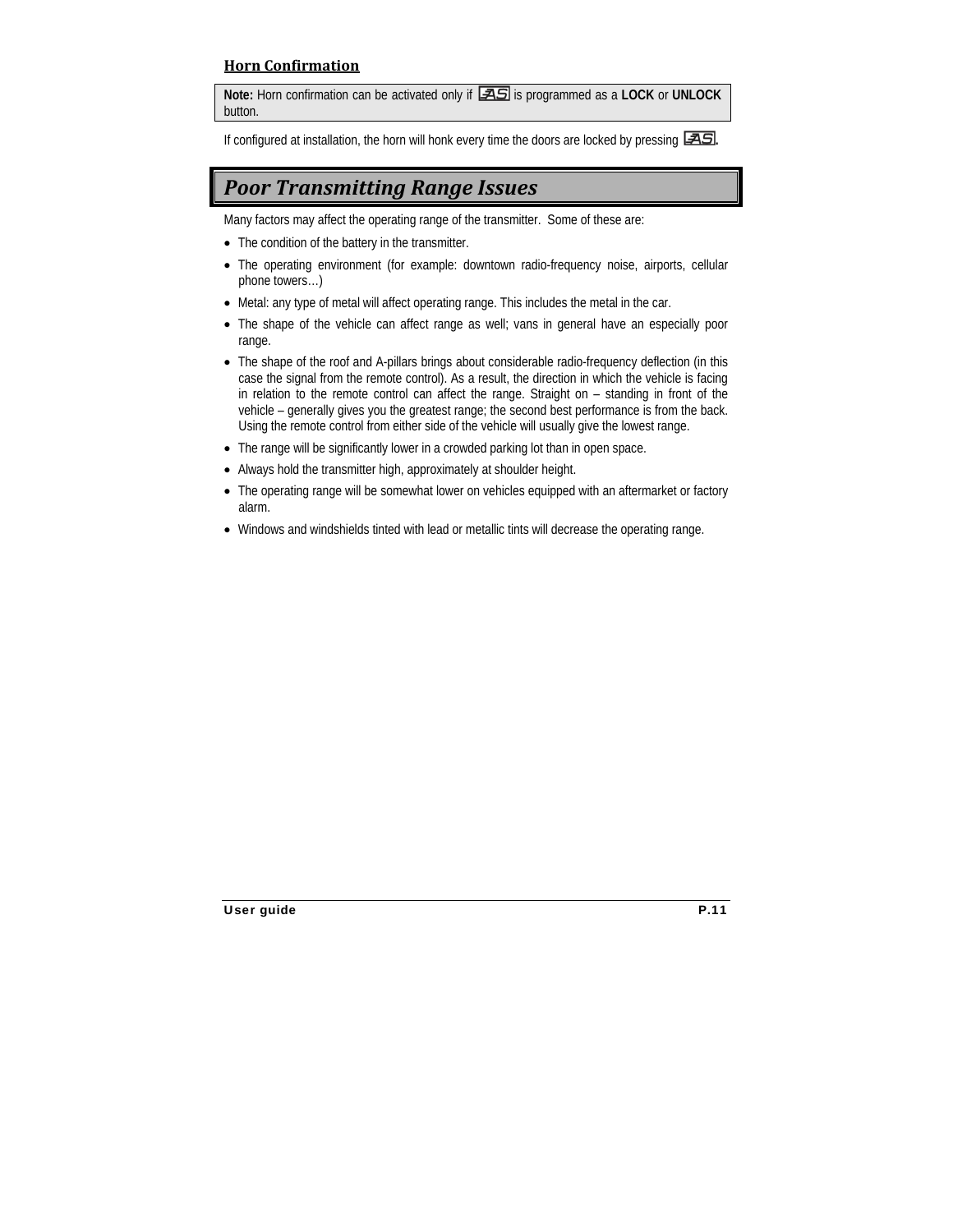### Horn Confirmation

> **Note:** Horn confirmation can be activated only if [AS] is programmed as a **LOCK** or **UNLOCK** button.

If configured at installation, the horn will honk every time the doors are locked by pressing [AS].

## *Poor Transmitting Range Issues*

Many factors may affect the operating range of the transmitter. Some of these are:

- The condition of the battery in the transmitter.
- The operating environment (for example: downtown radio-frequency noise, airports, cellular phone towers…)
- Metal: any type of metal will affect operating range. This includes the metal in the car.
- The shape of the vehicle can affect range as well; vans in general have an especially poor range.
- The shape of the roof and A-pillars brings about considerable radio-frequency deflection (in this case the signal from the remote control). As a result, the direction in which the vehicle is facing in relation to the remote control can affect the range. Straight on – standing in front of the vehicle – generally gives you the greatest range; the second best performance is from the back. Using the remote control from either side of the vehicle will usually give the lowest range.
- The range will be significantly lower in a crowded parking lot than in open space.
- Always hold the transmitter high, approximately at shoulder height.
- The operating range will be somewhat lower on vehicles equipped with an aftermarket or factory alarm.
- Windows and windshields tinted with lead or metallic tints will decrease the operating range.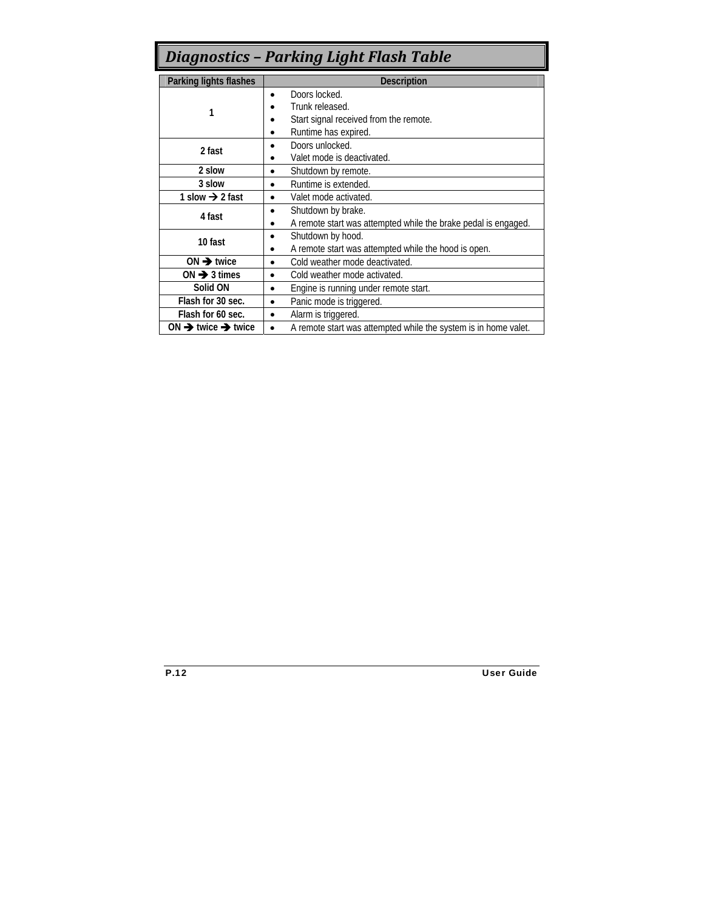## *Diagnostics – Parking Light Flash Table*

| Parking lights flashes | Description |
|---|---|
| 1 | • Doors locked.<br>• Trunk released.<br>• Start signal received from the remote.<br>• Runtime has expired. |
| 2 fast | • Doors unlocked.<br>• Valet mode is deactivated. |
| 2 slow | • Shutdown by remote. |
| 3 slow | • Runtime is extended. |
| 1 slow → 2 fast | • Valet mode activated. |
| 4 fast | • Shutdown by brake.<br>• A remote start was attempted while the brake pedal is engaged. |
| 10 fast | • Shutdown by hood.<br>• A remote start was attempted while the hood is open. |
| ON → twice | • Cold weather mode deactivated. |
| ON → 3 times | • Cold weather mode activated. |
| Solid ON | • Engine is running under remote start. |
| Flash for 30 sec. | • Panic mode is triggered. |
| Flash for 60 sec. | • Alarm is triggered. |
| ON → twice → twice | • A remote start was attempted while the system is in home valet. |